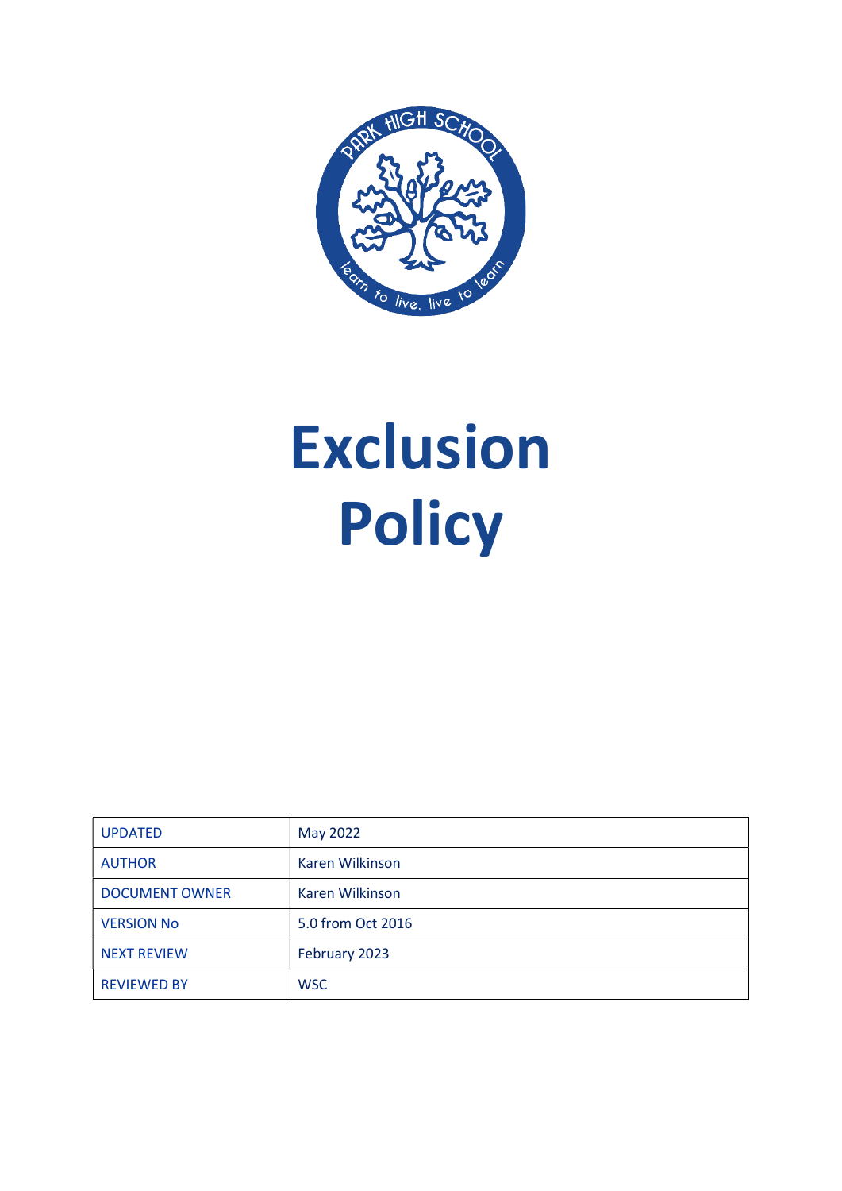# Exclusion Policy

| UPDATED | May 2022 |
| --- | --- |
| AUTHOR | Karen Wilkinson |
| DOCUMENT OWNER | Karen Wilkinson |
| VERSION No | 5.0 from Oct 2016 |
| NEXT REVIEW | February 2023 |
| REVIEWED BY | WSC |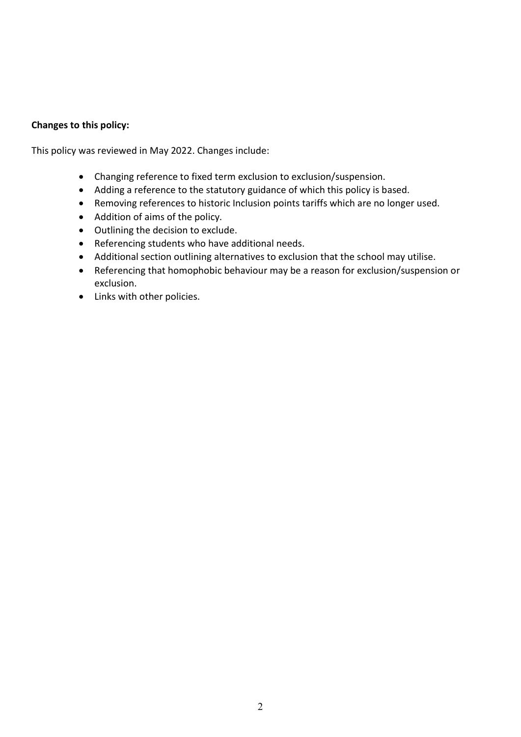**Changes to this policy:**

This policy was reviewed in May 2022. Changes include:

- Changing reference to fixed term exclusion to exclusion/suspension.
- Adding a reference to the statutory guidance of which this policy is based.
- Removing references to historic Inclusion points tariffs which are no longer used.
- Addition of aims of the policy.
- Outlining the decision to exclude.
- Referencing students who have additional needs.
- Additional section outlining alternatives to exclusion that the school may utilise.
- Referencing that homophobic behaviour may be a reason for exclusion/suspension or exclusion.
- Links with other policies.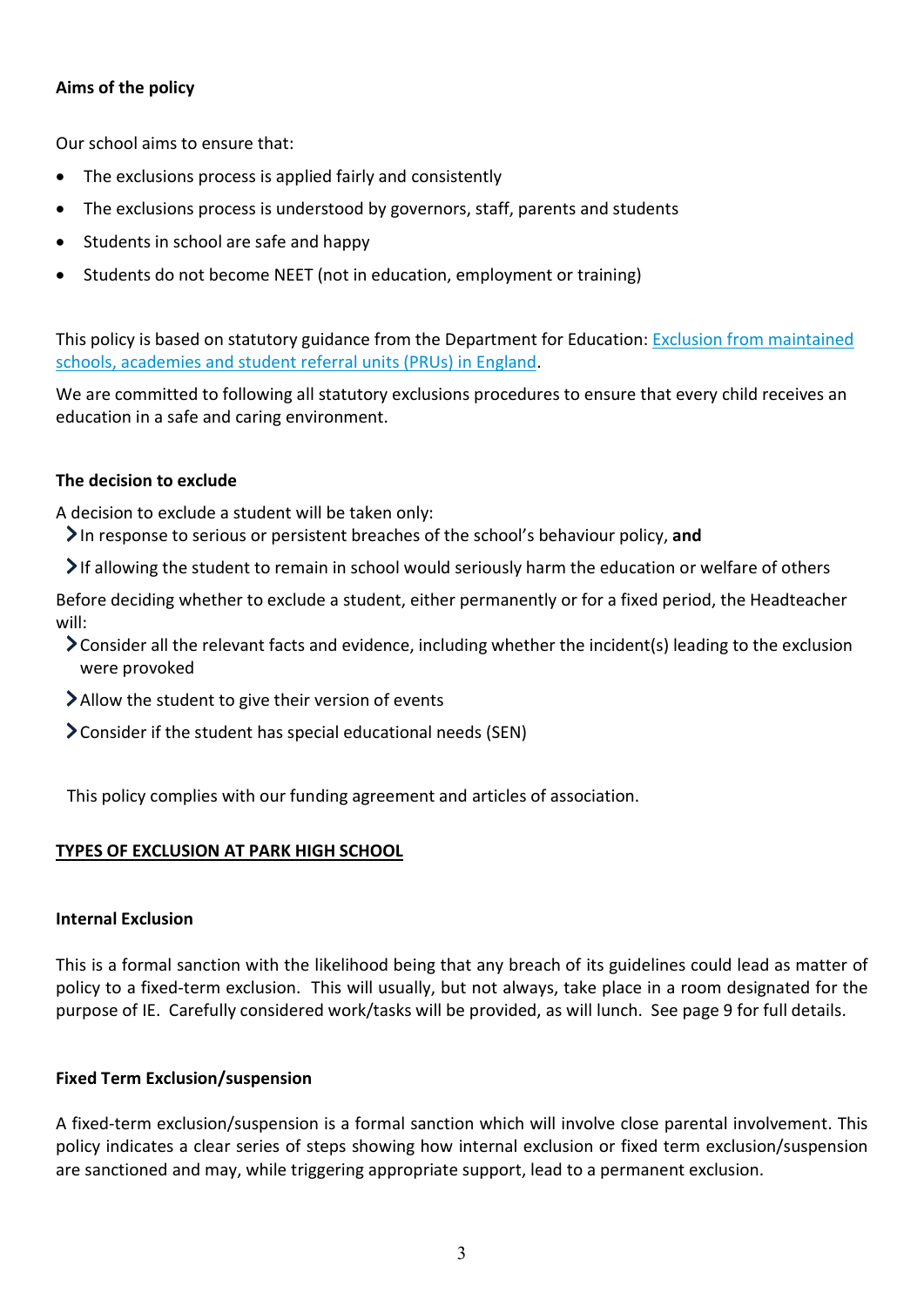**Aims of the policy**

Our school aims to ensure that:

- The exclusions process is applied fairly and consistently
- The exclusions process is understood by governors, staff, parents and students
- Students in school are safe and happy
- Students do not become NEET (not in education, employment or training)

This policy is based on statutory guidance from the Department for Education: [Exclusion from maintained schools, academies and student referral units (PRUs) in England](#).

We are committed to following all statutory exclusions procedures to ensure that every child receives an education in a safe and caring environment.

**The decision to exclude**

A decision to exclude a student will be taken only:

- In response to serious or persistent breaches of the school's behaviour policy, **and**
- If allowing the student to remain in school would seriously harm the education or welfare of others

Before deciding whether to exclude a student, either permanently or for a fixed period, the Headteacher will:

- Consider all the relevant facts and evidence, including whether the incident(s) leading to the exclusion were provoked
- Allow the student to give their version of events
- Consider if the student has special educational needs (SEN)

This policy complies with our funding agreement and articles of association.

## TYPES OF EXCLUSION AT PARK HIGH SCHOOL

**Internal Exclusion**

This is a formal sanction with the likelihood being that any breach of its guidelines could lead as matter of policy to a fixed-term exclusion. This will usually, but not always, take place in a room designated for the purpose of IE. Carefully considered work/tasks will be provided, as will lunch. See page 9 for full details.

**Fixed Term Exclusion/suspension**

A fixed-term exclusion/suspension is a formal sanction which will involve close parental involvement. This policy indicates a clear series of steps showing how internal exclusion or fixed term exclusion/suspension are sanctioned and may, while triggering appropriate support, lead to a permanent exclusion.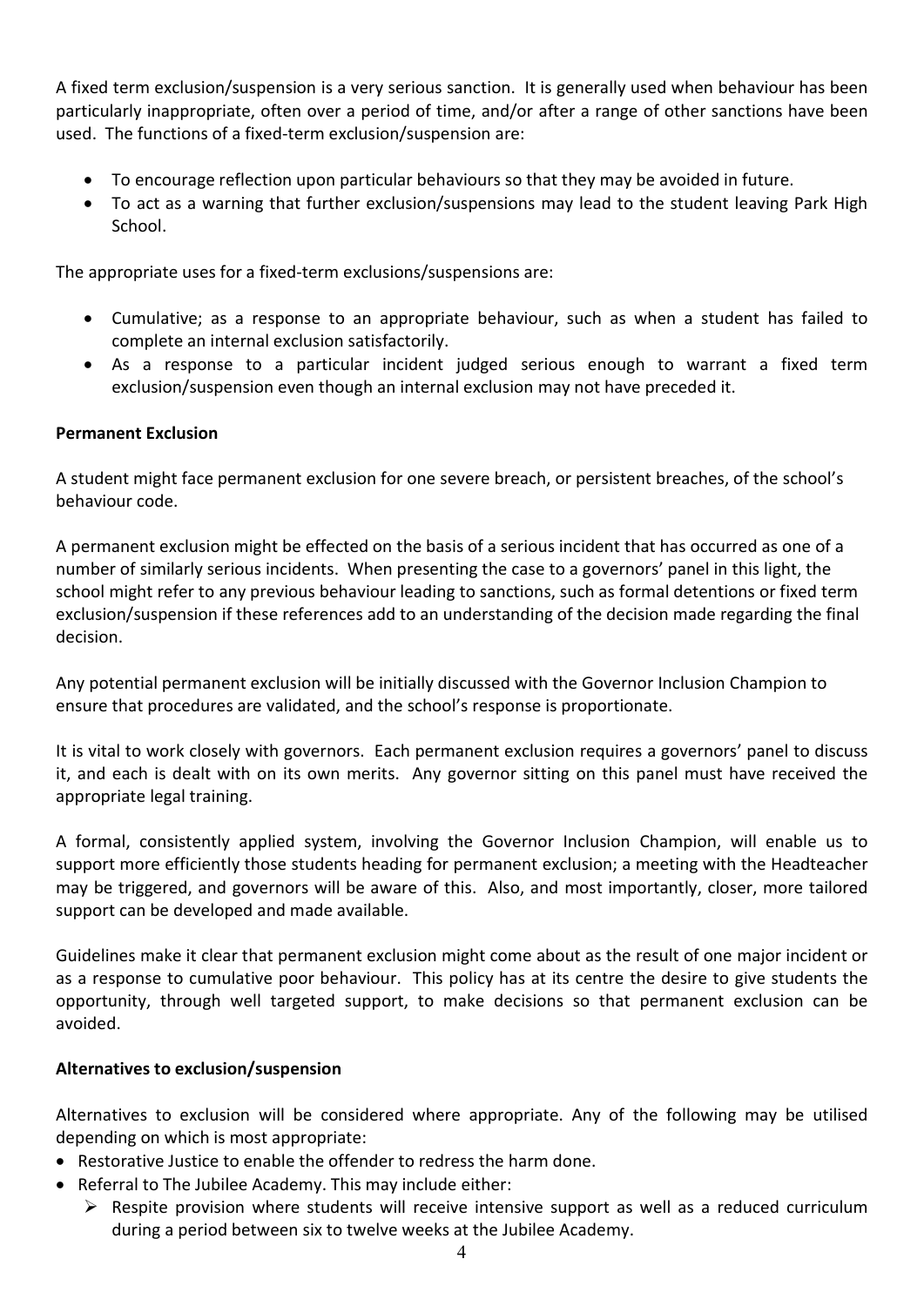A fixed term exclusion/suspension is a very serious sanction. It is generally used when behaviour has been particularly inappropriate, often over a period of time, and/or after a range of other sanctions have been used. The functions of a fixed-term exclusion/suspension are:

- To encourage reflection upon particular behaviours so that they may be avoided in future.
- To act as a warning that further exclusion/suspensions may lead to the student leaving Park High School.

The appropriate uses for a fixed-term exclusions/suspensions are:

- Cumulative; as a response to an appropriate behaviour, such as when a student has failed to complete an internal exclusion satisfactorily.
- As a response to a particular incident judged serious enough to warrant a fixed term exclusion/suspension even though an internal exclusion may not have preceded it.

**Permanent Exclusion**

A student might face permanent exclusion for one severe breach, or persistent breaches, of the school's behaviour code.

A permanent exclusion might be effected on the basis of a serious incident that has occurred as one of a number of similarly serious incidents. When presenting the case to a governors' panel in this light, the school might refer to any previous behaviour leading to sanctions, such as formal detentions or fixed term exclusion/suspension if these references add to an understanding of the decision made regarding the final decision.

Any potential permanent exclusion will be initially discussed with the Governor Inclusion Champion to ensure that procedures are validated, and the school's response is proportionate.

It is vital to work closely with governors. Each permanent exclusion requires a governors' panel to discuss it, and each is dealt with on its own merits. Any governor sitting on this panel must have received the appropriate legal training.

A formal, consistently applied system, involving the Governor Inclusion Champion, will enable us to support more efficiently those students heading for permanent exclusion; a meeting with the Headteacher may be triggered, and governors will be aware of this. Also, and most importantly, closer, more tailored support can be developed and made available.

Guidelines make it clear that permanent exclusion might come about as the result of one major incident or as a response to cumulative poor behaviour. This policy has at its centre the desire to give students the opportunity, through well targeted support, to make decisions so that permanent exclusion can be avoided.

**Alternatives to exclusion/suspension**

Alternatives to exclusion will be considered where appropriate. Any of the following may be utilised depending on which is most appropriate:

- Restorative Justice to enable the offender to redress the harm done.
- Referral to The Jubilee Academy. This may include either:
  - Respite provision where students will receive intensive support as well as a reduced curriculum during a period between six to twelve weeks at the Jubilee Academy.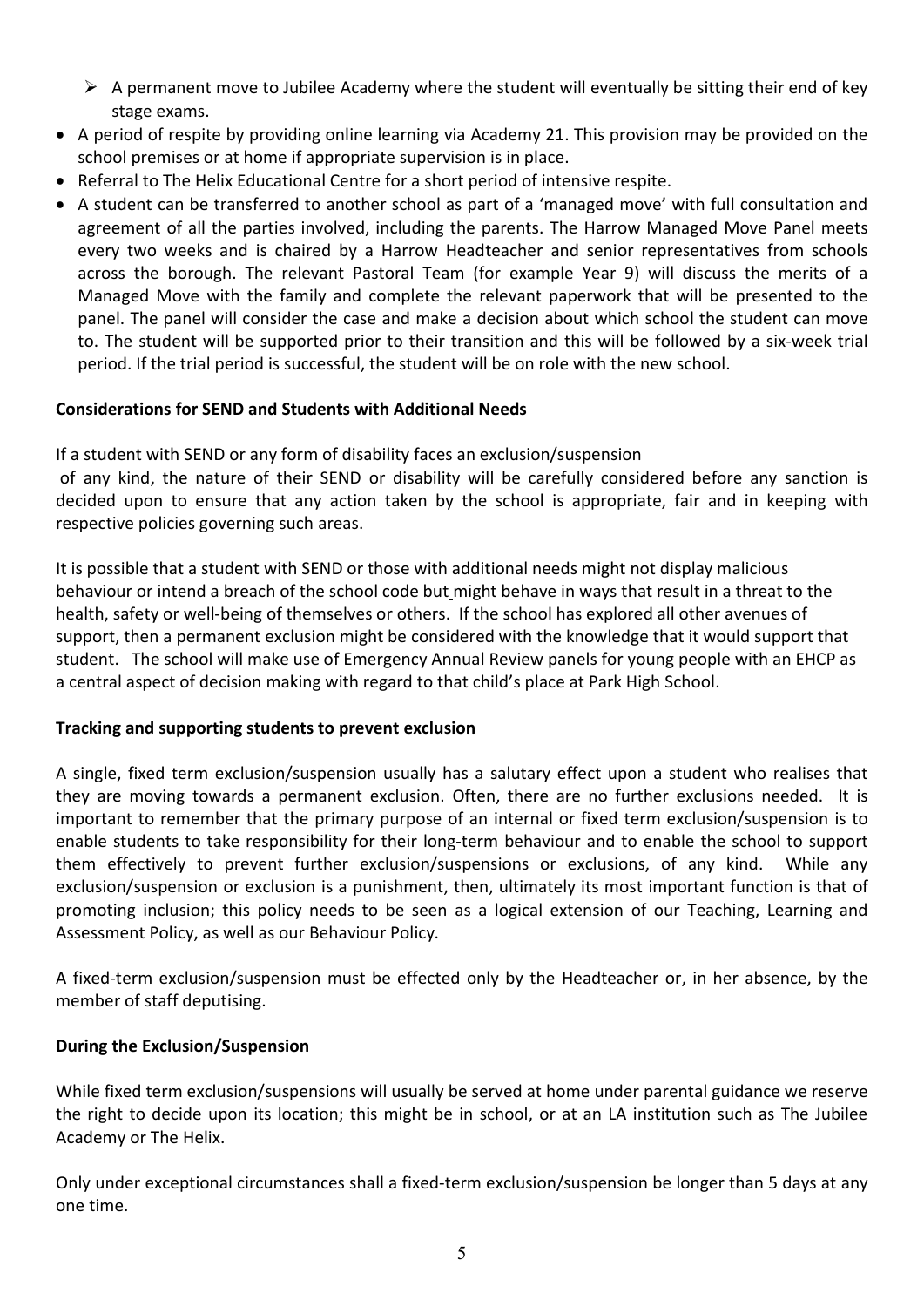- A permanent move to Jubilee Academy where the student will eventually be sitting their end of key stage exams.
- A period of respite by providing online learning via Academy 21. This provision may be provided on the school premises or at home if appropriate supervision is in place.
- Referral to The Helix Educational Centre for a short period of intensive respite.
- A student can be transferred to another school as part of a 'managed move' with full consultation and agreement of all the parties involved, including the parents. The Harrow Managed Move Panel meets every two weeks and is chaired by a Harrow Headteacher and senior representatives from schools across the borough. The relevant Pastoral Team (for example Year 9) will discuss the merits of a Managed Move with the family and complete the relevant paperwork that will be presented to the panel. The panel will consider the case and make a decision about which school the student can move to. The student will be supported prior to their transition and this will be followed by a six-week trial period. If the trial period is successful, the student will be on role with the new school.

**Considerations for SEND and Students with Additional Needs**

If a student with SEND or any form of disability faces an exclusion/suspension of any kind, the nature of their SEND or disability will be carefully considered before any sanction is decided upon to ensure that any action taken by the school is appropriate, fair and in keeping with respective policies governing such areas.

It is possible that a student with SEND or those with additional needs might not display malicious behaviour or intend a breach of the school code but might behave in ways that result in a threat to the health, safety or well-being of themselves or others. If the school has explored all other avenues of support, then a permanent exclusion might be considered with the knowledge that it would support that student. The school will make use of Emergency Annual Review panels for young people with an EHCP as a central aspect of decision making with regard to that child's place at Park High School.

**Tracking and supporting students to prevent exclusion**

A single, fixed term exclusion/suspension usually has a salutary effect upon a student who realises that they are moving towards a permanent exclusion. Often, there are no further exclusions needed. It is important to remember that the primary purpose of an internal or fixed term exclusion/suspension is to enable students to take responsibility for their long-term behaviour and to enable the school to support them effectively to prevent further exclusion/suspensions or exclusions, of any kind. While any exclusion/suspension or exclusion is a punishment, then, ultimately its most important function is that of promoting inclusion; this policy needs to be seen as a logical extension of our Teaching, Learning and Assessment Policy, as well as our Behaviour Policy.

A fixed-term exclusion/suspension must be effected only by the Headteacher or, in her absence, by the member of staff deputising.

**During the Exclusion/Suspension**

While fixed term exclusion/suspensions will usually be served at home under parental guidance we reserve the right to decide upon its location; this might be in school, or at an LA institution such as The Jubilee Academy or The Helix.

Only under exceptional circumstances shall a fixed-term exclusion/suspension be longer than 5 days at any one time.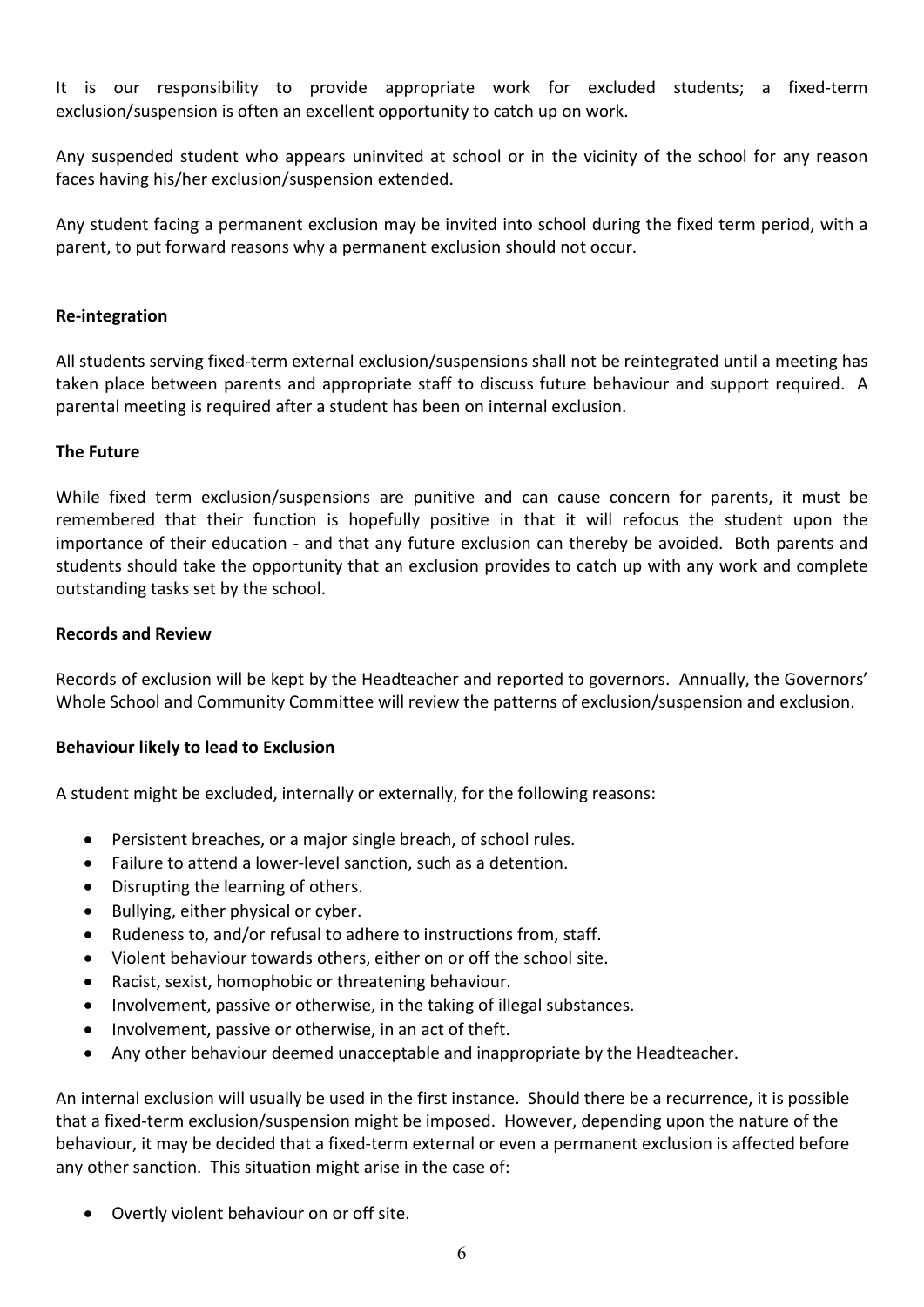It is our responsibility to provide appropriate work for excluded students; a fixed-term exclusion/suspension is often an excellent opportunity to catch up on work.

Any suspended student who appears uninvited at school or in the vicinity of the school for any reason faces having his/her exclusion/suspension extended.

Any student facing a permanent exclusion may be invited into school during the fixed term period, with a parent, to put forward reasons why a permanent exclusion should not occur.

**Re-integration**

All students serving fixed-term external exclusion/suspensions shall not be reintegrated until a meeting has taken place between parents and appropriate staff to discuss future behaviour and support required. A parental meeting is required after a student has been on internal exclusion.

**The Future**

While fixed term exclusion/suspensions are punitive and can cause concern for parents, it must be remembered that their function is hopefully positive in that it will refocus the student upon the importance of their education - and that any future exclusion can thereby be avoided. Both parents and students should take the opportunity that an exclusion provides to catch up with any work and complete outstanding tasks set by the school.

**Records and Review**

Records of exclusion will be kept by the Headteacher and reported to governors. Annually, the Governors' Whole School and Community Committee will review the patterns of exclusion/suspension and exclusion.

**Behaviour likely to lead to Exclusion**

A student might be excluded, internally or externally, for the following reasons:

- Persistent breaches, or a major single breach, of school rules.
- Failure to attend a lower-level sanction, such as a detention.
- Disrupting the learning of others.
- Bullying, either physical or cyber.
- Rudeness to, and/or refusal to adhere to instructions from, staff.
- Violent behaviour towards others, either on or off the school site.
- Racist, sexist, homophobic or threatening behaviour.
- Involvement, passive or otherwise, in the taking of illegal substances.
- Involvement, passive or otherwise, in an act of theft.
- Any other behaviour deemed unacceptable and inappropriate by the Headteacher.

An internal exclusion will usually be used in the first instance. Should there be a recurrence, it is possible that a fixed-term exclusion/suspension might be imposed. However, depending upon the nature of the behaviour, it may be decided that a fixed-term external or even a permanent exclusion is affected before any other sanction. This situation might arise in the case of:

- Overtly violent behaviour on or off site.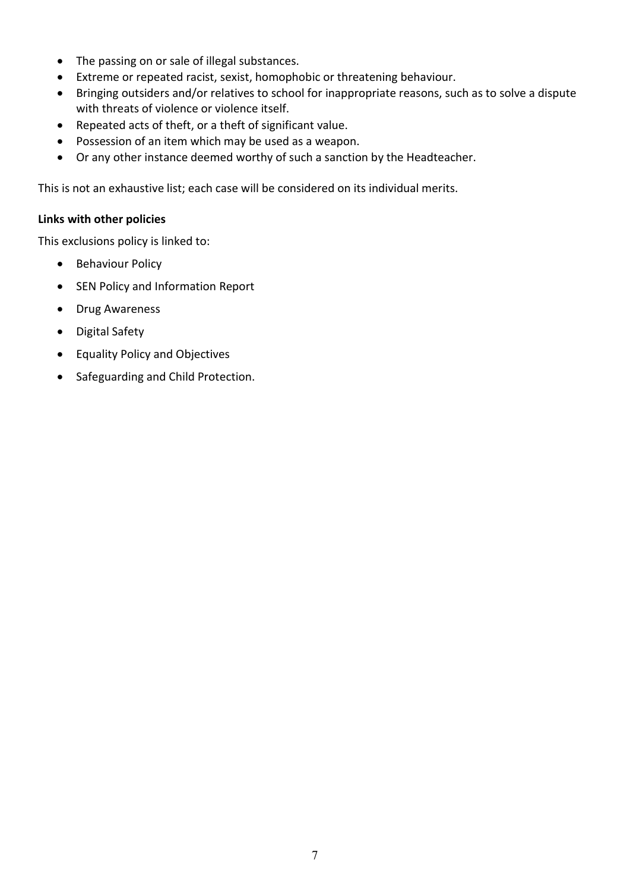- The passing on or sale of illegal substances.
- Extreme or repeated racist, sexist, homophobic or threatening behaviour.
- Bringing outsiders and/or relatives to school for inappropriate reasons, such as to solve a dispute with threats of violence or violence itself.
- Repeated acts of theft, or a theft of significant value.
- Possession of an item which may be used as a weapon.
- Or any other instance deemed worthy of such a sanction by the Headteacher.

This is not an exhaustive list; each case will be considered on its individual merits.

**Links with other policies**

This exclusions policy is linked to:

- Behaviour Policy
- SEN Policy and Information Report
- Drug Awareness
- Digital Safety
- Equality Policy and Objectives
- Safeguarding and Child Protection.